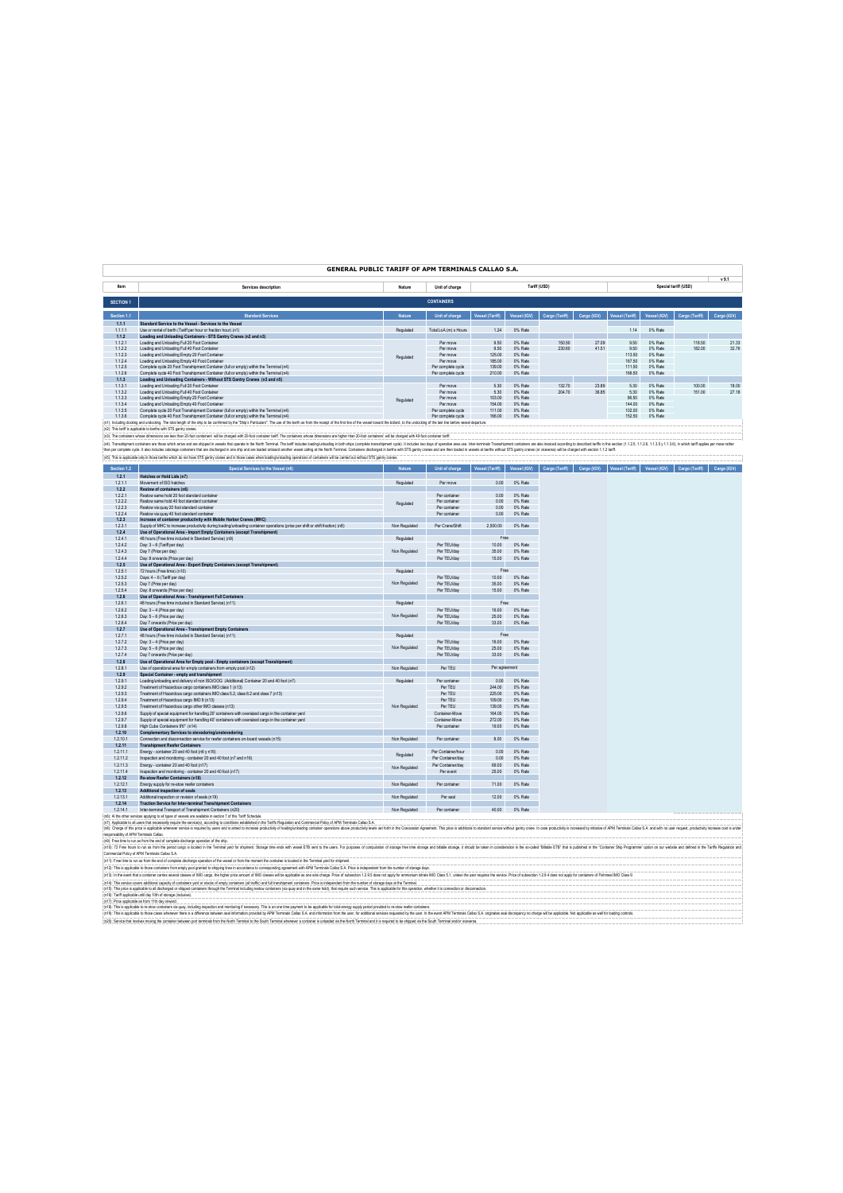# GENERAL PUBLIC TARIFF OF APM TERMINALS CALLAO S.A.

v 9.1

| Item | Services description | Nature | Unit of charge | Tariff (USD) | | | | Special tariff (USD) | | | |
|---|---|---|---|---|---|---|---|---|---|---|---|
| **SECTION 1** | **CONTAINERS** | | | | | | | | | | |
| **Section 1.1** | **Standard Services** | **Nature** | **Unit of charge** | **Vessel (Tariff)** | **Vessel (IGV)** | **Cargo (Tariff)** | **Cargo (IGV)** | **Vessel (Tariff)** | **Vessel (IGV)** | **Cargo (Tariff)** | **Cargo (IGV)** |
| **1.1.1** | **Standard Service to the Vessel - Services to the Vessel** | | | | | | | | | | |
| 1.1.1.1 | Use or rental of berth (Tariff per hour or fraction hour) (n1) | Regulated | Total LoA (m) x Hours | 1.24 | 0% Rate | | | 1.14 | 0% Rate | | |
| **1.1.2** | **Loading and Unloading Containers - STS Gantry Cranes (n2 and n3)** | | | | | | | | | | |
| 1.1.2.1 | Loading and Unloading Full 20 Foot Container | Regulated | Per move | 9.50 | 0% Rate | 150.50 | 27.09 | 9.50 | 0% Rate | 118.50 | 21.33 |
| 1.1.2.2 | Loading and Unloading Full 40 Foot Container | | Per move | 9.50 | 0% Rate | 230.60 | 41.51 | 9.50 | 0% Rate | 182.00 | 32.76 |
| 1.1.2.3 | Loading and Unloading Empty 20 Foot Container | | Per move | 125.00 | 0% Rate | | | 113.50 | 0% Rate | | |
| 1.1.2.4 | Loading and Unloading Empty 40 Foot Container | | Per move | 185.00 | 0% Rate | | | 167.50 | 0% Rate | | |
| 1.1.2.5 | Complete cycle 20 Foot Transhipment Container (full or empty) within the Terminal (n4) | | Per complete cycle | 139.00 | 0% Rate | | | 111.50 | 0% Rate | | |
| 1.1.2.6 | Complete cycle 40 Foot Transhipment Container (full or empty) within the Terminal (n4) | | Per complete cycle | 210.00 | 0% Rate | | | 168.50 | 0% Rate | | |
| **1.1.3** | **Loading and Unloading Containers - Without STS Gantry Cranes (n3 and n5)** | | | | | | | | | | |
| 1.1.3.1 | Loading and Unloading Full 20 Foot Container | Regulated | Per move | 5.30 | 0% Rate | 132.70 | 23.89 | 5.30 | 0% Rate | 100.00 | 18.00 |
| 1.1.3.2 | Loading and Unloading Full 40 Foot Container | | Per move | 5.30 | 0% Rate | 204.70 | 36.85 | 5.30 | 0% Rate | 151.00 | 27.18 |
| 1.1.3.3 | Loading and Unloading Empty 20 Foot Container | | Per move | 103.00 | 0% Rate | | | 96.50 | 0% Rate | | |
| 1.1.3.4 | Loading and Unloading Empty 40 Foot Container | | Per move | 154.00 | 0% Rate | | | 144.00 | 0% Rate | | |
| 1.1.3.5 | Complete cycle 20 Foot Transhipment Container (full or empty) within the Terminal (n4) | | Per complete cycle | 111.00 | 0% Rate | | | 102.00 | 0% Rate | | |
| 1.1.3.6 | Complete cycle 40 Foot Transhipment Container (full or empty) within the Terminal (n4) | | Per complete cycle | 168.00 | 0% Rate | | | 152.50 | 0% Rate | | |

(n1): Including docking and undocking. The total length of the ship to be confirmed by the "Ship's Particulars". The use of the berth as from the receipt of the first line of the vessel toward the bollard, to the unlocking of the last line before vessel departure.

(n2): This tariff is applicable to berths with STS gantry cranes.

(n3): The containers whose dimensions are less than 20-foot containers' will be charged with 20-foot container tariff. The containers whose dimensions are higher than 20-foot containers' will be charged with 40-foot container tariff.

(n4): Transhipment containers are those which arrive and are shipped in vessels that operate in the North Terminal. The tariff includes loading/unloading in both ships (complete transhipment cycle). It includes two days of operative area use. Inter-terminals Transhipment containers are also invoiced according to described tariffs in this section (1.1.2.5, 1.1.2.6, 1.1.3.5 y 1.1.3.6), in which tariff applies per move rather than per complete cycle. It also includes cabotage containers that are discharged in one ship and are loaded onboard another vessel calling at the North Terminal. Containers discharged in berths with STS gantry cranes and are then loaded in vessels at berths without STS gantry cranes (or viceversa) will be charged with section 1.1.2 tariff.

(n5): This is applicable only in those berths which do not have STS gantry cranes and in those cases when loading/unloading operations of containers will be carried out without STS gantry cranes.

| Section 1.2 | Special Services to the Vessel (n6) | Nature | Unit of charge | Vessel (Tariff) | Vessel (IGV) | Cargo (Tariff) | Cargo (IGV) | Vessel (Tariff) | Vessel (IGV) | Cargo (Tariff) | Cargo (IGV) |
|---|---|---|---|---|---|---|---|---|---|---|---|
| **1.2.1** | **Hatches or Hold Lids (n7)** | | | | | | | | | | |
| 1.2.1.1 | Movement of ISO hatches | Regulated | Per move | 0.00 | 0% Rate | | | | | | |
| **1.2.2** | **Restow of containers (n8)** | | | | | | | | | | |
| 1.2.2.1 | Restow same hold 20 foot standard container | Regulated | Per container | 0.00 | 0% Rate | | | | | | |
| 1.2.2.2 | Restow same hold 40 foot standard container | | Per container | 0.00 | 0% Rate | | | | | | |
| 1.2.2.3 | Restow via quay 20 foot standard container | | Per container | 0.00 | 0% Rate | | | | | | |
| 1.2.2.4 | Restow via quay 40 foot standard container | | Per container | 0.00 | 0% Rate | | | | | | |
| **1.2.3** | **Increase of container productivity with Mobile Harbor Cranes (MHC)** | | | | | | | | | | |
| 1.2.3.1 | Supply of MHC to increase productivity during loading/unloading container operations (price per shift or shift fraction) (n8) | Non Regulated | Per Crane/Shift | 2,500.00 | 0% Rate | | | | | | |
| **1.2.4** | **Use of Operational Area - Import Empty Containers (except Transhipment)** | | | | | | | | | | |
| 1.2.4.1 | 48 hours (Free time included in Standard Service) (n9) | Regulated | | Free | | | | | | | |
| 1.2.4.2 | Day: 3 – 6 (Tariff per day) | Non Regulated | Per TEU/day | 10.00 | 0% Rate | | | | | | |
| 1.2.4.3 | Day 7 (Price per day) | | Per TEU/day | 35.00 | 0% Rate | | | | | | |
| 1.2.4.4 | Day: 8 onwards (Price per day) | | Per TEU/day | 15.00 | 0% Rate | | | | | | |
| **1.2.5** | **Use of Operational Area - Export Empty Containers (except Transhipment)** | | | | | | | | | | |
| 1.2.5.1 | 72 hours (Free time) (n10) | Regulated | | Free | | | | | | | |
| 1.2.5.2 | Days: 4 – 6 (Tariff per day) | Non Regulated | Per TEU/day | 10.00 | 0% Rate | | | | | | |
| 1.2.5.3 | Day 7 (Price per day) | | Per TEU/day | 35.00 | 0% Rate | | | | | | |
| 1.2.5.4 | Day: 8 onwards (Price per day) | | Per TEU/day | 15.00 | 0% Rate | | | | | | |
| **1.2.6** | **Use of Operational Area - Transhipment Full Containers** | | | | | | | | | | |
| 1.2.6.1 | 48 hours (Free time included in Standard Service) (n11) | Regulated | | Free | | | | | | | |
| 1.2.6.2 | Day: 3 – 4 (Price per day) | Non Regulated | Per TEU/day | 16.00 | 0% Rate | | | | | | |
| 1.2.6.3 | Day: 5 – 6 (Price per day) | | Per TEU/day | 25.00 | 0% Rate | | | | | | |
| 1.2.6.4 | Day 7 onwards (Price per day) | | Per TEU/day | 33.00 | 0% Rate | | | | | | |
| **1.2.7** | **Use of Operational Area - Transhipment Empty Containers** | | | | | | | | | | |
| 1.2.7.1 | 48 hours (Free time included in Standard Service) (n11) | Regulated | | Free | | | | | | | |
| 1.2.7.2 | Day: 3 – 4 (Price per day) | Non Regulated | Per TEU/day | 16.00 | 0% Rate | | | | | | |
| 1.2.7.3 | Day: 5 – 6 (Price per day) | | Per TEU/day | 25.00 | 0% Rate | | | | | | |
| 1.2.7.4 | Day 7 onwards (Price per day) | | Per TEU/day | 33.00 | 0% Rate | | | | | | |
| **1.2.8** | **Use of Operational Area for Empty pool - Empty containers (except Transhipment)** | | | | | | | | | | |
| 1.2.8.1 | Use of operational area for empty containers from empty pool (n12) | Non Regulated | Per TEU | Per agreement | | | | | | | |
| **1.2.9** | **Special Container - empty and transhipment** | | | | | | | | | | |
| 1.2.9.1 | Loading/unloading and delivery of non ISO/OOG (Additional) Container 20 and 40 foot (n7) | Regulated | Per container | 0.00 | 0% Rate | | | | | | |
| 1.2.9.2 | Treatment of Hazardous cargo containers IMO class 1 (n13) | Non Regulated | Per TEU | 244.00 | 0% Rate | | | | | | |
| 1.2.9.3 | Treatment of Hazardous cargo containers IMO class 5.2, class 6.2 and class 7 (n13) | | Per TEU | 225.00 | 0% Rate | | | | | | |
| 1.2.9.4 | Treatment of Hazardous cargo IMO 9 (n13) | | Per TEU | 109.00 | 0% Rate | | | | | | |
| 1.2.9.5 | Treatment of Hazardous cargo other IMO classes (n13) | | Per TEU | 139.00 | 0% Rate | | | | | | |
| 1.2.9.6 | Supply of special equipment for handling 20' containers with oversized cargo in the container yard | | Container-Move | 164.00 | 0% Rate | | | | | | |
| 1.2.9.7 | Supply of special equipment for handling 40' containers with oversized cargo in the container yard | | Container-Move | 272.00 | 0% Rate | | | | | | |
| 1.2.9.8 | High Cube Containers 9'6'' (n14) | | Per container | 19.00 | 0% Rate | | | | | | |
| **1.2.10** | **Complementary Services to stevedoring/unstevedoring** | | | | | | | | | | |
| 1.2.10.1 | Connection and disconnection service for reefer containers on-board vessels (n15) | Non Regulated | Per container | 8.00 | 0% Rate | | | | | | |
| **1.2.11** | **Transhipment Reefer Containers** | | | | | | | | | | |
| 1.2.11.1 | Energy - container 20 and 40 foot (n6 y n16) | Regulated | Per Container/hour | 0.00 | 0% Rate | | | | | | |
| 1.2.11.2 | Inspection and monitoring - container 20 and 40 foot (n7 and n16) | | Per Container/day | 0.00 | 0% Rate | | | | | | |
| 1.2.11.3 | Energy - container 20 and 40 foot (n17) | Non Regulated | Per Container/day | 69.00 | 0% Rate | | | | | | |
| 1.2.11.4 | Inspection and monitoring - container 20 and 40 foot (n17) | | Per event | 25.00 | 0% Rate | | | | | | |
| **1.2.12** | **Re-stow Reefer Containers (n18)** | | | | | | | | | | |
| 1.2.12.1 | Energy supply for re-stow reefer containers | Non Regulated | Per container | 71.00 | 0% Rate | | | | | | |
| **1.2.13** | **Additional inspection of seals** | | | | | | | | | | |
| 1.2.13.1 | Additional inspection or revision of seals (n19) | Non Regulated | Per seal | 12.00 | 0% Rate | | | | | | |
| **1.2.14** | **Traction Service for Inter-terminal Transhipment Containers** | | | | | | | | | | |
| 1.2.14.1 | Inter-terminal Transport of Transhipment Containers (n20) | Non Regulated | Per container | 40.00 | 0% Rate | | | | | | |

(n6): At the other services applying to all types of vessels are available in section 7 of this Tariff Schedule.

(n7): Applicable to all users that necessarily require the service(s), according to conditions established in the Tariffs Regulation and Commercial Policy of APM Terminals Callao S.A.

(n8): Charge of this price is applicable whenever service is required by users and is aimed to increase productivity of loading/unloading container operations above productivity levels set forth in the Concession Agreement. This price is additional to standard service without gantry crane. In case productivity is increased by initiative of APM Terminals Callao S.A. and with no user request, productivity increase cost is under responsibility of APM Terminals Callao.

(n9): Free time to run as from the end of complete discharge operation of the ship.

(n10): 72 Free hours to run as from the period cargo is located in the Terminal yard for shipment. Storage time ends with vessel ETB sent to the users. For purposes of computation of storage free time storage and billable storage, it should be taken in consideration is the so-called "Billable ETB" that is published in the "Container Ship Programme" option on our website and defined in the Tariffs Regulation and Commercial Policy of APM Terminals Callao S.A.

(n11): Free time to run from the end of complete discharge operation of the vessel or from the moment the container is located in the Terminal yard for shipment.

(n12): This is applicable to those containers from empty pool granted to shipping lines in accordance to corresponding agreement with APM Terminals Callao S.A. Price is independent from the number of storage days.

(n13): In the event that a container carries several classes of IMO cargo, the higher price amount of IMO classes will be applicable as one sole charge. Price of subsection 1.2.9.5 does not apply for ammonium nitrate IMO Class 5.1, unless the user requires the service. Price of subsection 1.2.9.4 does not apply for containers of Fishmeal IMO Class 9.

(n14): This service covers additional capacity of containers yard or stacks of empty containers (all traffic) and full transhipment containers. Price is independent from the number of storage days at the Terminal.

(n15): This price is applicable to all discharged or shipped containers through the Terminal including restow containers (via quay and in the same hold), that require such service. This is applicable for this operation, whether it is connection or disconnection.

(n16): Tariff applicable until day 10th of storage (inclusive).

(n17): Price applicable as from 11th day onward.

(n18): This is applicable to re-stow containers via quay, including inspection and monitoring if necessary. This is an one time payment to be applicable for total energy supply period provided to re-stow reefer containers.

(n19): This is applicable to those cases whenever there is a difference between seal information provided by APM Terminals Callao S.A. and information from the user, for additional services requested by the user. In the event APM Terminals Callao S.A. originates seal discrepancy no charge will be applicable. Not applicable as well for loading controls.

(n20): Service that involves moving the container between port terminals from the North Terminal to the South Terminal whenever a container is unloaded via the North Terminal and it is required to be shipped via the South Terminal and/or viceversa.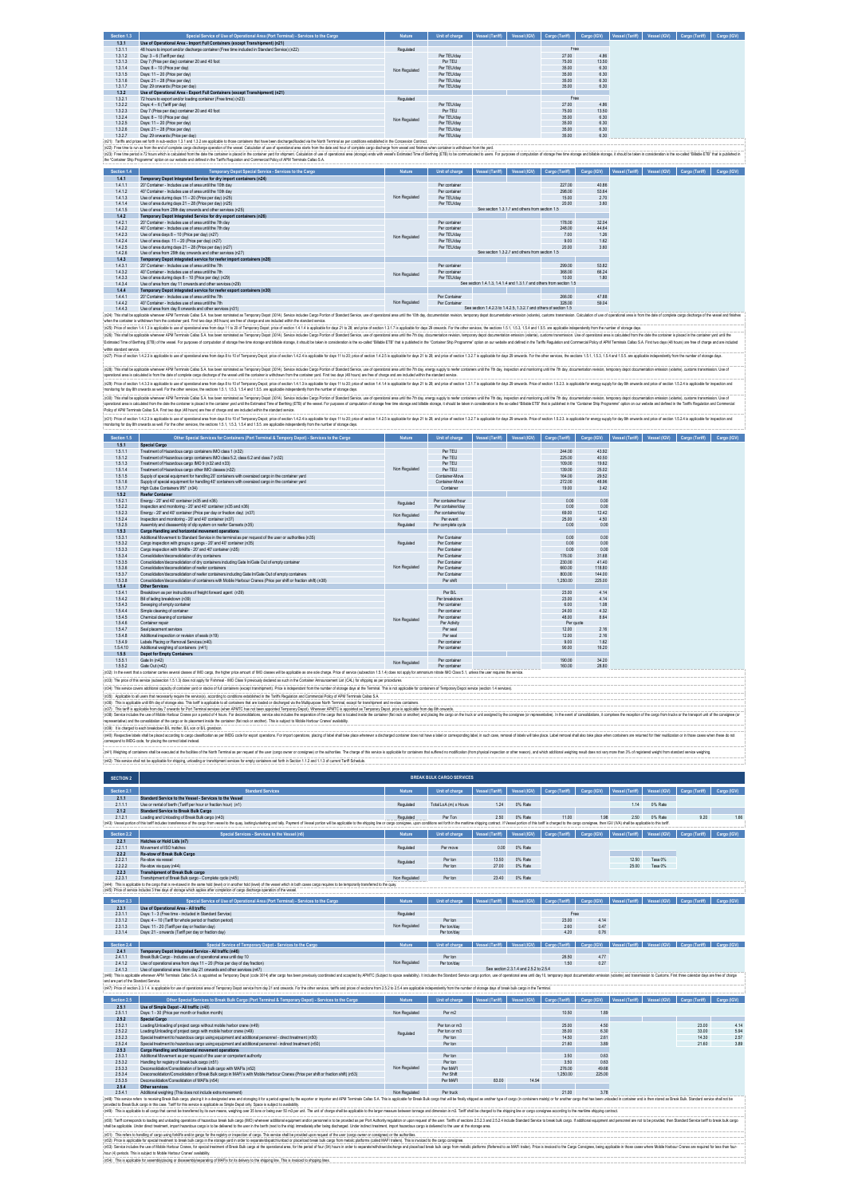| Section 1.3 | Special Service of Use of Operational Area (Port Terminal) - Services to the Cargo | Nature | Unit of charge | Vessel (Tariff) | Vessel (IGV) | Cargo (Tariff) | Cargo (IGV) | Vessel (Tariff) | Vessel (IGV) | Cargo (Tariff) | Cargo (IGV) |
|---|---|---|---|---|---|---|---|---|---|---|---|
| 1.3.1 | Use of Operational Area - Import Full Containers (except Transhipment) (n21) | | | | | | | | | | |
| 1.3.1.1 | 48 hours to import and/or discharge container (Free time included in Standard Service) (n22) | Regulated | | | | Free | | | | | |
| 1.3.1.2 | Day: 3 – 6 (Tariff per day) | Non Regulated | Per TEU/day | | | 27.00 | 4.86 | | | | |
| 1.3.1.3 | Day 7 (Price per day) container 20 and 40 foot | | Per TEU | | | 75.00 | 13.50 | | | | |
| 1.3.1.4 | Days: 8 – 10 (Price per day) | | Per TEU/day | | | 35.00 | 6.30 | | | | |
| 1.3.1.5 | Days: 11 – 20 (Price per day) | | Per TEU/day | | | 35.00 | 6.30 | | | | |
| 1.3.1.6 | Days: 21 – 28 (Price per day) | | Per TEU/day | | | 35.00 | 6.30 | | | | |
| 1.3.1.7 | Day: 29 onwards (Price per day) | | Per TEU/day | | | 35.00 | 6.30 | | | | |
| 1.3.2 | Use of Operational Area - Export Full Containers (except Transhipment) (n21) | | | | | | | | | | |
| 1.3.2.1 | 72 hours to export and/or loading container (Free time) (n23) | Regulated | | | | Free | | | | | |
| 1.3.2.2 | Days: 4 – 6 (Tariff per day) | Non Regulated | Per TEU/day | | | 27.00 | 4.86 | | | | |
| 1.3.2.3 | Day 7 (Price per day) container 20 and 40 foot | | Per TEU | | | 75.00 | 13.50 | | | | |
| 1.3.2.4 | Days: 8 – 10 (Price per day) | | Per TEU/day | | | 35.00 | 6.30 | | | | |
| 1.3.2.5 | Days: 11 – 20 (Price per day) | | Per TEU/day | | | 35.00 | 6.30 | | | | |
| 1.3.2.6 | Days: 21 – 28 (Price per day) | | Per TEU/day | | | 35.00 | 6.30 | | | | |
| 1.3.2.7 | Day: 29 onwards (Price per day) | | Per TEU/day | | | 35.00 | 6.30 | | | | |

(n21): Tariffs and prices set forth in sub-section 1.3.1 and 1.3.2 are applicable to those containers that have been discharged/loaded via the North Terminal as per conditions established in the Concession Contract.
(n22): Free time to run as from the end of complete cargo discharge operation of the vessel. Calculation of use of operational area starts from the date and hour of complete cargo discharge from vessel and finishes when container is withdrawn from the yard.
(n23): Free time period is 72 hours which is calculated from the date the container is placed in the container yard for shipment. Calculation of use of operational area (storage) ends with vessel's Estimated Time of Berthing (ETB) to be communicated to users. For purposes of computation of storage free time storage and billable storage, it should be taken in consideration is the so-called "Billable ETB" that is published in the "Container Ship Programme" option on our website and defined in the Tariffs Regulation and Commercial Policy of APM Terminals Callao S.A.

| Section 1.4 | Temporary Depot Special Service - Services to the Cargo | Nature | Unit of charge | Vessel (Tariff) | Vessel (IGV) | Cargo (Tariff) | Cargo (IGV) | Vessel (Tariff) | Vessel (IGV) | Cargo (Tariff) | Cargo (IGV) |
|---|---|---|---|---|---|---|---|---|---|---|---|
| 1.4.1 | Temporary Depot Integrated Service for dry import containers (n24) | | | | | | | | | | |
| 1.4.1.1 | 20' Container - Includes use of area until the 10th day | Non Regulated | Per container | | | 227.00 | 40.86 | | | | |
| 1.4.1.2 | 40' Container - Includes use of area until the 10th day | | Per container | | | 298.00 | 53.64 | | | | |
| 1.4.1.3 | Use of area during days 11 – 20 (Price per day) (n25) | | Per TEU/day | | | 15.00 | 2.70 | | | | |
| 1.4.1.4 | Use of area during days 21 – 28 (Price per day) (n25) | | Per TEU/day | | | 20.00 | 3.60 | | | | |
| 1.4.1.5 | Use of area from 29th day onwards and other services (n25) | | | See section 1.3.1.7 and others from section 1.5 | | | | | | | |
| 1.4.2 | Temporary Depot Integrated Service for dry export containers (n26) | | | | | | | | | | |
| 1.4.2.1 | 20' Container - Includes use of area until the 7th day | Non Regulated | Per container | | | 178.00 | 32.04 | | | | |
| 1.4.2.2 | 40' Container - Includes use of area until the 7th day | | Per container | | | 248.00 | 44.64 | | | | |
| 1.4.2.3 | Use of area days 8 – 10 (Price per day) (n27) | | Per TEU/day | | | 7.00 | 1.26 | | | | |
| 1.4.2.4 | Use of area days: 11 – 20 (Price per day) (n27) | | Per TEU/day | | | 9.00 | 1.62 | | | | |
| 1.4.2.5 | Use of area during days 21 – 28 (Price per day) (n27) | | Per TEU/day | | | 20.00 | 3.60 | | | | |
| 1.4.2.6 | Use of area from 29th day onwards and other services (n27) | | | See section 1.3.2.7 and others from section 1.5 | | | | | | | |
| 1.4.3 | Temporary Depot integrated service for reefer import containers (n28) | | | | | | | | | | |
| 1.4.3.1 | 20' Container - Includes use of area until the 7th | Non Regulated | Per container | | | 299.00 | 53.82 | | | | |
| 1.4.3.2 | 40' Container - Includes use of area until the 7th | | Per container | | | 368.00 | 66.24 | | | | |
| 1.4.3.3 | Use of area during days 8 – 10 (Price per day) (n29) | | Per TEU/day | | | 10.00 | 1.80 | | | | |
| 1.4.3.4 | Use of area from day 11 onwards and other services (n29) | | | See section 1.4.1.3, 1.4.1.4 and 1.3.1.7 and others from section 1.5 | | | | | | | |
| 1.4.4 | Temporary Depot integrated service for reefer export containers (n30) | | | | | | | | | | |
| 1.4.4.1 | 20' Container - Includes use of area until the 7th | Non Regulated | Per Container | | | 266.00 | 47.88 | | | | |
| 1.4.4.2 | 40' Container - Includes use of area until the 7th | | Per Container | | | 328.00 | 59.04 | | | | |
| 1.4.4.3 | Use of area from day 8 onwards and other services (n31) | | | See section 1.4.2.3 to 1.4.2.5, 1.3.2.7 and others of section 1.5 | | | | | | | |

(n24): This shall be applicable whenever APM Terminals Callao S.A. has been nominated as Temporary Depot (3014). Service includes Cargo Portion of Standard Service, use of operational area until the 10th day, documentation revision, temporary depot documentation emission (volante), customs transmission. Calculation of use of operational area is from the date of complete cargo discharge of the vessel and finishes when the container is withdrawn from the container yard. First two days (48 hours) are free of charge and are included within the standard service.
(n25): Price of section 1.4.1.3 is applicable to use of operational area from days 11 to 20 of Temporary Depot; price of section 1.4.1.4 is applicable for days 21 to 28; and price of section 1.3.1.7 is applicable for days 29 onwards. For the other services, the sections 1.5.1, 1.5.3, 1.5.4 and 1.5.5. are applicable independently from the number of storage days.
(n26): This shall be applicable whenever APM Terminals Callao S.A. has been nominated as Temporary Depot (3014). Service includes Cargo Portion of Standard Service, use of operational area until the 7th day, documentation revision, temporary depot documentation emission (volante), customs transmission. Use of operational area is calculated from the date the container is placed in the container yard until the Estimated Time of Berthing (ETB) of the vessel. For purposes of computation of storage free time storage and billable storage, it should be taken in consideration is the so-called "Billable ETB" that is published in the "Container Ship Programme" option on our website and defined in the Tariffs Regulation and Commercial Policy of APM Terminals Callao S.A. First two days (48 hours) are free of charge and are included within standard service.
(n27): Price of section 1.4.2.3 is applicable to use of operational area from days 8 to 10 of Temporary Depot; price of section 1.4.2.4 is applicable for days 11 to 20; price of section 1.4.2.5 is applicable for days 21 to 28; and price of section 1.3.2.7 is applicable for days 29 onwards. For the other services, the sections 1.5.1, 1.5.3, 1.5.4 and 1.5.5. are applicable independently from the number of storage days.
(n28): This shall be applicable whenever APM Terminals Callao S.A. has been nominated as Temporary Depot (3014). Service includes Cargo Portion of Standard Service, use of operational area until the 7th day, energy supply to reefer containers until the 7th day, inspection and monitoring until the 7th day, documentation revision, temporary depot documentation emission (volante), customs transmission. Use of operational area is calculated from the date of complete cargo discharge of the vessel until the container is withdrawn from the container yard. First two days (48 hours) are free of charge and are included within the standard service.
(n29): Price of section 1.4.3.3 is applicable to use of operational area from days 8 to 10 of Temporary Depot; price of section 1.4.1.3 is applicable for days 11 to 20; price of section 1.4.1.4 is applicable for days 21 to 28; and price of section 1.3.1.7 is applicable for days 29 onwards. Price of section 1.5.2.3. is applicable for energy supply for day 8th onwards and price of section 1.5.2.4 is applicable for inspection and monitoring for day 8th onwards as well. For the other services, the sections 1.5.1, 1.5.3, 1.5.4 and 1.5.5. are applicable independently from the number of storage days.
(n30): This shall be applicable whenever APM Terminals Callao S.A. has been nominated as Temporary Depot (3014). Service includes Cargo Portion of Standard Service, use of operational area until the 7th day, energy supply to reefer containers until the 7th day, inspection and monitoring until the 7th day, documentation revision, temporary depot documentation emission (volante), customs transmission. Use of operational area is calculated from the date the container is placed in the container yard until the Estimated Time of Berthing (ETB) of the vessel. For purposes of computation of storage free time storage and billable storage, it should be taken in consideration is the so-called "Billable ETB" that is published in the "Container Ship Programme" option on our website and defined in the Tariffs Regulation and Commercial Policy of APM Terminals Callao S.A. First two days (48 hours) are free of charge and are included within the standard service.
(n31): Price of section 1.4.2.3 is applicable to use of operational area from days 8 to 10 of Temporary Depot; price of section 1.4.2.4 is applicable for days 11 to 20; price of section 1.4.2.5 is applicable for days 21 to 28; and price of section 1.3.2.7 is applicable for days 29 onwards. Price of section 1.5.2.3. is applicable for energy supply for day 8th onwards and price of section 1.5.2.4 is applicable for inspection and monitoring for day 8th onwards as well. For the other services, the sections 1.5.1, 1.5.3, 1.5.4 and 1.5.5. are applicable independently from the number of storage days.

| Section 1.5 | Other Special Services for Containers (Port Terminal & Temporary Depot) - Services to the Cargo | Nature | Unit of charge | Vessel (Tariff) | Vessel (IGV) | Cargo (Tariff) | Cargo (IGV) | Vessel (Tariff) | Vessel (IGV) | Cargo (Tariff) | Cargo (IGV) |
|---|---|---|---|---|---|---|---|---|---|---|---|
| 1.5.1 | Special Cargo | | | | | | | | | | |
| 1.5.1.1 | Treatment of Hazardous cargo containers IMO class 1 (n32) | Non Regulated | Per TEU | | | 244.00 | 43.92 | | | | |
| 1.5.1.2 | Treatment of Hazardous cargo containers IMO class 5.2, class 6.2 and class 7 (n32) | | Per TEU | | | 225.00 | 40.50 | | | | |
| 1.5.1.3 | Treatment of Hazardous cargo IMO 9 (n32 and n33) | | Per TEU | | | 109.00 | 19.62 | | | | |
| 1.5.1.4 | Treatment of Hazardous cargo other IMO classes (n32) | | Per TEU | | | 139.00 | 25.02 | | | | |
| 1.5.1.5 | Supply of special equipment for handling 20' containers with oversized cargo in the container yard | | Container-Move | | | 164.00 | 29.52 | | | | |
| 1.5.1.6 | Supply of special equipment for handling 40' containers with oversized cargo in the container yard | | Container-Move | | | 272.00 | 48.96 | | | | |
| 1.5.1.7 | High Cube Containers 9'6" (n34) | | Container | | | 19.00 | 3.42 | | | | |
| 1.5.2 | Reefer Container | | | | | | | | | | |
| 1.5.2.1 | Energy - 20' and 40' container (n35 and n36) | Regulated | Per container/hour | | | 0.00 | 0.00 | | | | |
| 1.5.2.2 | Inspection and monitoring - 20' and 40' container (n35 and n36) | | Per container/day | | | 0.00 | 0.00 | | | | |
| 1.5.2.3 | Energy - 20' and 40' container (Price per day or fraction day) (n37) | Non Regulated | Per container/day | | | 69.00 | 12.42 | | | | |
| 1.5.2.4 | Inspection and monitoring - 20' and 40' container (n37) | | Per event | | | 25.00 | 4.50 | | | | |
| 1.5.2.5 | Assembly and disassembly of clip system on reefer Gensets (n35) | Regulated | Per complete cycle | | | 0.00 | 0.00 | | | | |
| 1.5.3 | Cargo Handling and horizontal movement operations | | | | | | | | | | |
| 1.5.3.1 | Additional Movement to Standard Service in the terminal as per request of the user or authorities (n35) | Regulated | Per Container | | | 0.00 | 0.00 | | | | |
| 1.5.3.2 | Cargo inspection with groups o gangs - 20' and 40' container (n35) | | Per Container | | | 0.00 | 0.00 | | | | |
| 1.5.3.3 | Cargo inspection with forklifts - 20' and 40' container (n35) | | Per Container | | | 0.00 | 0.00 | | | | |
| 1.5.3.4 | Consolidation/deconsolidation of dry containers | Non Regulated | Per Container | | | 176.00 | 31.68 | | | | |
| 1.5.3.5 | Consolidation/deconsolidation of dry containers including Gate In/Gate Out of empty container | | Per Container | | | 230.00 | 41.40 | | | | |
| 1.5.3.6 | Consolidation/deconsolidation of reefer containers | | Per Container | | | 660.00 | 118.80 | | | | |
| 1.5.3.7 | Consolidation/deconsolidation of reefer containers including Gate In/Gate Out of empty containers | | Per Container | | | 800.00 | 144.00 | | | | |
| 1.5.3.8 | Consolidation/deconsolidation of containers with Mobile Harbour Cranes (Price per shift or fraction shift) (n38) | | Per shift | | | 1,250.00 | 225.00 | | | | |
| 1.5.4 | Other Services | | | | | | | | | | |
| 1.5.4.1 | Breakdown as per instructions of freight forward agent (n39) | Non Regulated | Per B/L | | | 23.00 | 4.14 | | | | |
| 1.5.4.2 | Bill of lading breakdown (n39) | | Per breakdown | | | 23.00 | 4.14 | | | | |
| 1.5.4.3 | Sweeping of empty container | | Per container | | | 6.00 | 1.08 | | | | |
| 1.5.4.4 | Simple cleaning of container | | Per container | | | 24.00 | 4.32 | | | | |
| 1.5.4.5 | Chemical cleaning of container | | Per container | | | 48.00 | 8.64 | | | | |
| 1.5.4.6 | Container repair | | Per Activity | | | Per quote | | | | | |
| 1.5.4.7 | Seal placement services | | Per seal | | | 12.00 | 2.16 | | | | |
| 1.5.4.8 | Additional inspection or revision of seals (n19) | | Per seal | | | 12.00 | 2.16 | | | | |
| 1.5.4.9 | Labels Placing or Removal Services (n40) | | Per container | | | 9.00 | 1.62 | | | | |
| 1.5.4.10 | Additional weighing of containers (n41) | | Per container | | | 90.00 | 16.20 | | | | |
| 1.5.5 | Depot for Empty Containers | | | | | | | | | | |
| 1.5.5.1 | Gate In (n42) | Non Regulated | Per container | | | 190.00 | 34.20 | | | | |
| 1.5.5.2 | Gate Out (n42) | | Per container | | | 160.00 | 28.80 | | | | |

(n32): In the event that a container carries several classes of IMO cargo, the higher price amount of IMO classes will be applicable as one sole charge. Price of service (subsection 1.5.1.4) does not apply for ammonium nitrate IMO Class 5.1, unless the user requires the service.
(n33): The price of this service (subsection 1.5.1.3) does not apply for Fishmeal - IMO Class 9 previously declared as such in the Container Announcement List (CAL) for shipping as per procedures.
(n34): This service covers additional capacity of container yard or stacks of full containers (except transhipment). Price is independent from the number of storage days at the Terminal. This is not applicable for containers of Temporary Depot service (section 1.4 services).
(n35): Applicable to all users that necessarily require the service(s), according to conditions established in the Tariffs Regulation and Commercial Policy of APM Terminals Callao S.A.
(n36): This is applicable until 6th day of storage also. This tariff is applicable to all containers that are loaded or discharged via the Multipurpose North Terminal, except for transhipment and re-stow containers.
(n37): This tariff is applicable from day 7 onwards for Port Terminal services (when APMTC has not been appointed Temporary Depot). Whenever APMTC is appointed as Temporary Depot, price is applicable from day 8th onwards.
(n38): Service includes the use of Mobile Harbour Cranes per a period of 4 hours. For deconsolidations, service also includes the separation of the cargo that is located inside the container (flat rack or another) and placing the cargo on the truck or unit assigned by the consignee (or representative). In the event of consolidations, it comprises the reception of the cargo from trucks or the transport unit of the consignee (or representative) and the consolidation of the cargo or its placement inside the container (flat rack or another). This is subject to Mobile Harbour Cranes' availability.
(n39): It is charged to each breakdown B/L mother, B/L son or B/L grandson.
(n40): Respective labels shall be placed according to cargo classification as per IMDG code for export operations. For import operations, placing of label shall take place whenever a discharged container does not have a label or corresponding label; in such case, removal of labels will take place. Label removal shall also take place when containers are returned for their reutilization or in those cases when these do not correspond to IMDG code, for placing the correct label instead.
(n41): Weighing of containers shall be executed at the facilities of the North Terminal as per request of the user (cargo owner or consignee) or the authorities. The charge of this service is applicable for containers that suffered a modification (from physical inspection or other reason), and which additional weighing result does not vary more than 3% of registered weight from standard service weighing.
(n42): This service shall not be applicable for shipping, unloading or transhipment services for empty containers set forth in Section 1.1.2 and 1.1.3 of current Tariff Schedule.

## SECTION 2 — BREAK BULK CARGO SERVICES

| Section 2.1 | Standard Services | Nature | Unit of charge | Vessel (Tariff) | Vessel (IGV) | Cargo (Tariff) | Cargo (IGV) | Vessel (Tariff) | Vessel (IGV) | Cargo (Tariff) | Cargo (IGV) |
|---|---|---|---|---|---|---|---|---|---|---|---|
| 2.1.1 | Standard Service to the Vessel - Services to the Vessel | | | | | | | | | | |
| 2.1.1.1 | Use or rental of berth (Tariff per hour or fraction hour) (n1) | Regulated | Total LoA (m) x Hours | 1.24 | 0% Rate | | | 1.14 | 0% Rate | | |
| 2.1.2 | Standard Service to Break Bulk Cargo | | | | | | | | | | |
| 2.1.2.1 | Loading and Unloading of Break Bulk cargo (n43) | Regulated | Per Ton | 2.50 | 0% Rate | 11.00 | 1.98 | 2.50 | 0% Rate | 9.20 | 1.66 |

(n43): Vessel portion of this tariff includes transference of the cargo from vessel to the quay, lashing/unlashing and tally. Payment of Vessel portion will be applicable to the shipping line or cargo consignee, upon conditions set forth in the maritime shipping contract. If Vessel portion of this tariff is charged to the cargo consignee, then IGV (VAT) shall be applicable to this tariff.

| Section 2.2 | Special Services - Services to the Vessel (n6) | Nature | Unit of charge | Vessel (Tariff) | Vessel (IGV) | Cargo (Tariff) | Cargo (IGV) | Vessel (Tariff) | Vessel (IGV) | Cargo (Tariff) | Cargo (IGV) |
|---|---|---|---|---|---|---|---|---|---|---|---|
| 2.2.1 | Hatches or Hold Lids (n7) | | | | | | | | | | |
| 2.2.1.1 | Movement of ISO hatches | Regulated | Per move | 0.00 | 0% Rate | | | | | | |
| 2.2.2 | Re-stow of Break Bulk Cargo | | | | | | | | | | |
| 2.2.2.1 | Re-stow via vessel | Regulated | Per ton | 13.50 | 0% Rate | | | 12.50 | Tasa 0% | | |
| 2.2.2.2 | Re-stow via quay (n44) | | Per ton | 27.00 | 0% Rate | | | 25.00 | Tasa 0% | | |
| 2.2.3 | Transhipment of Break Bulk cargo | | | | | | | | | | |
| 2.2.3.1 | Transhipment of Break Bulk cargo - Complete cycle (n45) | Non Regulated | Per ton | 23.40 | 0% Rate | | | | | | |

(n44): This is applicable to the cargo that is re-stowed in the same hold (level) or in another hold (level) of the vessel which in both cases cargo requires to be temporarily transferred to the quay.
(n45): Price of service includes 3 free days of storage which applies after completion of cargo discharge operation of the vessel.

| Section 2.3 | Special Service of Use of Operational Area (Port Terminal) - Services to the Cargo | Nature | Unit of charge | Vessel (Tariff) | Vessel (IGV) | Cargo (Tariff) | Cargo (IGV) | Vessel (Tariff) | Vessel (IGV) | Cargo (Tariff) | Cargo (IGV) |
|---|---|---|---|---|---|---|---|---|---|---|---|
| 2.3.1 | Use of Operational Area - All traffic | | | | | | | | | | |
| 2.3.1.1 | Days: 1 - 3 (Free time - included in Standard Service) | Regulated | | | | Free | | | | | |
| 2.3.1.2 | Days: 4 – 10 (Tariff for whole period or fraction period) | Non Regulated | Per ton | | | 23.00 | 4.14 | | | | |
| 2.3.1.3 | Days: 11 – 20 (Tariff per day or fraction day) | | Per ton/day | | | 2.60 | 0.47 | | | | |
| 2.3.1.4 | Days: 21 - onwards (Tariff per day or fraction day) | | Per ton/day | | | 4.20 | 0.76 | | | | |

| Section 2.4 | Special Service of Temporary Depot - Services to the Cargo | Nature | Unit of charge | Vessel (Tariff) | Vessel (IGV) | Cargo (Tariff) | Cargo (IGV) | Vessel (Tariff) | Vessel (IGV) | Cargo (Tariff) | Cargo (IGV) |
|---|---|---|---|---|---|---|---|---|---|---|---|
| 2.4.1 | Temporary Depot Integrated Service - All traffic (n46) | | | | | | | | | | |
| 2.4.1.1 | Break Bulk Cargo - Includes use of operational area until day 10 | Non Regulated | Per ton | | | 26.50 | 4.77 | | | | |
| 2.4.1.2 | Use of operational area from days 11 – 20 (Price per day of day fraction) | | Per ton/day | | | 1.50 | 0.27 | | | | |
| 2.4.1.3 | Use of operational area: from day 21 onwards and other services (n47) | | | See section 2.3.1.4 and 2.5.2 to 2.5.4 | | | | | | | |

(n46): This is applicable whenever APM Terminals Callao S.A. has been appointed as Temporary Depot (code 3014) after cargo has been previously coordinated and accepted by APMTC (Subject to space availability). It includes the Standard Service cargo portion, use of operational area until day 10, temporary depot documentation emission (volante) and transmission to Customs. First three calendar days are free of charge and are part of the Standard Service.
(n47): Price of section 2.3.1.4 is applicable for use of operational area of Temporary Depot service from day 21 and onwards. The other services, tariffs and prices of sections from 2.5.2 to 2.5.4 are applicable independently from the number of storage days of break bulk cargo in the Terminal.

| Section 2.5 | Other Special Services to Break Bulk Cargo (Port Terminal & Temporary Depot) - Services to the Cargo | Nature | Unit of charge | Vessel (Tariff) | Vessel (IGV) | Cargo (Tariff) | Cargo (IGV) | Vessel (Tariff) | Vessel (IGV) | Cargo (Tariff) | Cargo (IGV) |
|---|---|---|---|---|---|---|---|---|---|---|---|
| 2.5.1 | Use of Simple Deposit - All traffic (n48) | | | | | | | | | | |
| 2.5.1.1 | Days: 1 - 30 (Price per month or fraction month) | Non Regulated | Per m2 | | | 10.50 | 1.89 | | | | |
| 2.5.2 | Special Cargo | | | | | | | | | | |
| 2.5.2.1 | Loading/Unloading of project cargo without mobile harbor crane (n49) | Regulated | Per ton or m3 | | | 25.00 | 4.50 | | | 23.00 | 4.14 |
| 2.5.2.2 | Loading/Unloading of project cargo with mobile harbor crane (n49) | | Per ton or m3 | | | 35.00 | 6.30 | | | 33.00 | 5.94 |
| 2.5.2.3 | Special treatment to hazardous cargo using equipment and additional personnel - direct treatment (n50) | | Per ton | | | 14.50 | 2.61 | | | 14.30 | 2.57 |
| 2.5.2.4 | Special treatment to hazardous cargo using equipment and additional personnel - indirect treatment (n50) | | Per ton | | | 21.60 | 3.89 | | | 21.60 | 3.89 |
| 2.5.3 | Cargo Handling and horizontal movement operations | | | | | | | | | | |
| 2.5.3.1 | Additional Movement as per request of the user or competent authority | Non Regulated | Per ton | | | 3.50 | 0.63 | | | | |
| 2.5.3.2 | Handling for registry of break bulk cargo (n51) | | Per ton | | | 3.50 | 0.63 | | | | |
| 2.5.3.3 | Deconsolidation/Consolidation of break bulk cargo with MAFIs (n52) | | Per MAFI | | | 276.00 | 49.68 | | | | |
| 2.5.3.4 | Deconsolidation/Consolidation of Break Bulk cargo in MAFI's with Mobile Harbour Cranes (Price per shift or fraction shift) (n53) | | Per Shift | | | 1,250.00 | 225.00 | | | | |
| 2.5.3.5 | Desconsolidation/Consolidation of MAFIs (n54) | | Per MAFI | 83.00 | 14.94 | | | | | | |
| 2.5.4 | Other services | | | | | | | | | | |
| 2.5.4.1 | Additional weighing (This does not include extra movement) | Non Regulated | Per truck | | | 21.00 | 3.78 | | | | |

(n48): This service refers to receiving Break Bulk cargo, placing it in a designated area and storaging it for a period agreed by the exporter or importer and APM Terminals Callao S.A. This is applicable for Break Bulk cargo that will be finally shipped as another type of cargo (in containers mainly) or for another cargo that has been unloaded in container and is then stored as Break Bulk. Standard service shall not be provided to Break Bulk cargo in this case. Tariff for this service is applicable as Simple Depot only. Space is subject to availability.
(n49): This is applicable to all cargo that cannot be transferred by its own means, weighing over 35 tone or being over 50 m3 per unit. The unit of charge shall be applicable to the larger measure between tonnage and dimension in m3. Tariff shall be charged to the shipping line or cargo consignee according to the maritime shipping contract.
(n50): Tariff corresponds to loading and unloading operations of hazardous break bulk cargo (IMO) whenever additional equipment and/or personnel is to be provided as per Port Authority regulation or upon request of the user. Tariffs of sections 2.5.2.3 and 2.5.2.4 include Standard Service to break bulk cargo. If additional equipment and personnel are not to be provided, then Standard Service tariff to break bulk cargo shall be applicable. Under direct treatment, import hazardous cargo is to be delivered to the user in the berth (next to the ship) immediately after being discharged. Under indirect treatment, import hazardous cargo is delivered to the user at the storage area.
(n51): This refers to handling of cargo using forklifts and/or gangs for the registry or inspection of cargo. This service shall be provided upon request of the user (cargo owner or consignee) or the authorities.
(n52): Price is applicable for special treatment to break bulk cargo in the storage yard in order to separate/dispatch/unload or place/load break bulk cargo from metallic platforms (called MAFI trailers). This is invoiced to the cargo consignee.
(n53): Service includes the use of Mobile Harbour Cranes, for special treatment of Break Bulk cargo at the operational area, for the period of four (04) hours in order to separate/withdraw/discharge and place/load break bulk cargo from metallic platforms (Referred to as MAFI trailer). Price is invoiced to the Cargo Consignee, being applicable in those cases where Mobile Harbour Cranes are required for less than four hour (4) periods. This is subject to Mobile Harbour Cranes' availability.
(n54): This is applicable for assembly/placing or disassembly/separating of MAFIs for its delivery to the shipping line. This is invoiced to shipping lines.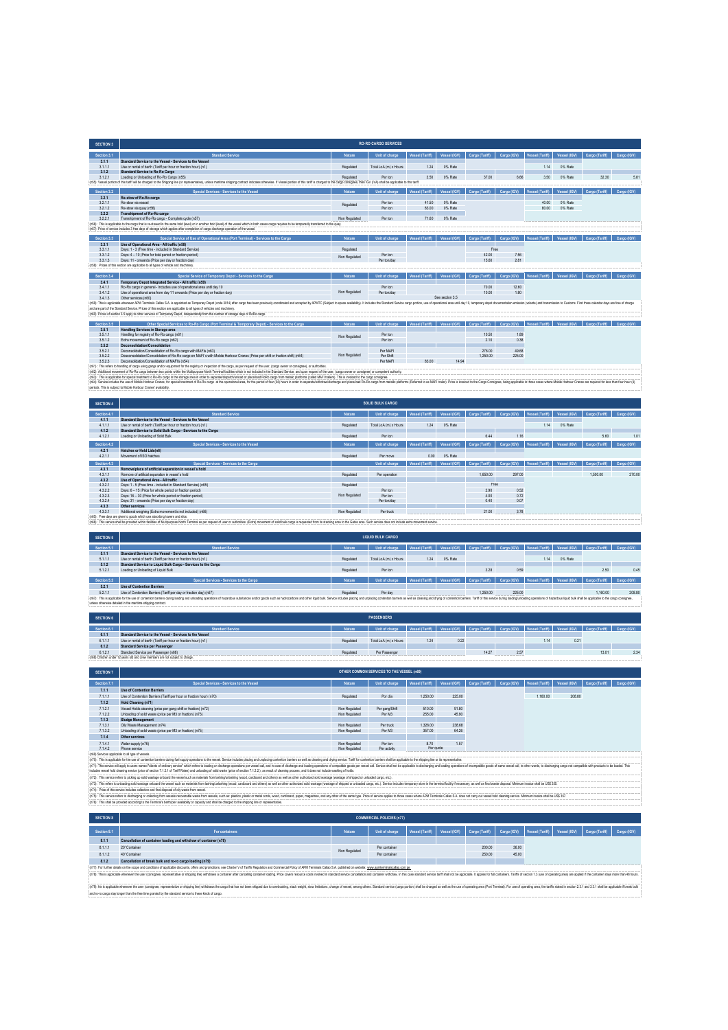## SECTION 3 — RO-RO CARGO SERVICES

| Section 3.1 | Standard Service | Nature | Unit of charge | Vessel (Tariff) | Vessel (IGV) | Cargo (Tariff) | Cargo (IGV) | Vessel (Tariff) | Vessel (IGV) | Cargo (Tariff) | Cargo (IGV) |
|---|---|---|---|---|---|---|---|---|---|---|---|
| 3.1.1 | Standard Service to the Vessel - Services to the Vessel | | | | | | | | | | |
| 3.1.1.1 | Use or rental of berth (Tariff per hour or fraction hour) (n1) | Regulated | Total LoA (m) x Hours | 1.24 | 0% Rate | | | 1.14 | 0% Rate | | |
| 3.1.2 | Standard Service to Ro-Ro Cargo | | | | | | | | | | |
| 3.1.2.1 | Loading or Unloading of Ro-Ro Cargo (n55) | Regulated | Per ton | 3.50 | 0% Rate | 37.00 | 6.66 | 3.50 | 0% Rate | 32.30 | 5.81 |

(n55): Vessel portion of this tariff will be charged to the Shipping line (or representative), unless maritime shipping contract indicates otherwise. If Vessel portion of this tariff is charged to the cargo consignee, then IGV (VAT) shall be applicable to the tariff.

| Section 3.2 | Special Services - Services to the Vessel | Nature | Unit of charge | Vessel (Tariff) | Vessel (IGV) | Cargo (Tariff) | Cargo (IGV) | Vessel (Tariff) | Vessel (IGV) | Cargo (Tariff) | Cargo (IGV) |
|---|---|---|---|---|---|---|---|---|---|---|---|
| 3.2.1 | Re-stow of Ro-Ro cargo | | | | | | | | | | |
| 3.2.1.1 | Re-stow via vessel | Regulated | Per ton | 41.50 | 0% Rate | | | 40.00 | 0% Rate | | |
| 3.2.1.2 | Re-stow via quay (n56) | | Per ton | 83.00 | 0% Rate | | | 80.00 | 0% Rate | | |
| 3.2.2 | Transhipment of Ro-Ro cargo | | | | | | | | | | |
| 3.2.2.1 | Transhipment of Ro-Ro cargo - Complete cycle (n57) | Non Regulated | Per ton | 71.60 | 0% Rate | | | | | | |

(n56): This is applicable to the cargo that is re-stowed in the same hold (level) or in another hold (level) of the vessel which in both cases cargo requires to be temporarily transferred to the quay.
(n57): Price of service includes 3 free days of storage which applies after completion of cargo discharge operation of the vessel.

| Section 3.3 | Special Service of Use of Operational Area (Port Terminal) - Services to the Cargo | Nature | Unit of charge | Vessel (Tariff) | Vessel (IGV) | Cargo (Tariff) | Cargo (IGV) | Vessel (Tariff) | Vessel (IGV) | Cargo (Tariff) | Cargo (IGV) |
|---|---|---|---|---|---|---|---|---|---|---|---|
| 3.3.1 | Use of Operational Area - All traffic (n58) | | | | | | | | | | |
| 3.3.1.1 | Days: 1 - 3 (Free time - included in Standard Service) | Regulated | | | | Free | | | | | |
| 3.3.1.2 | Days: 4 – 10 (Price for total period or fraction period) | Non Regulated | Per ton | | | 42.00 | 7.56 | | | | |
| 3.3.1.3 | Days: 11 - onwards (Price per day or fraction day) | | Per ton/day | | | 15.60 | 2.81 | | | | |

(n58): Prices of this section are applicable to all types of vehicle and machinery.

| Section 3.4 | Special Service of Temporary Depot - Services to the Cargo | Nature | Unit of charge | Vessel (Tariff) | Vessel (IGV) | Cargo (Tariff) | Cargo (IGV) | Vessel (Tariff) | Vessel (IGV) | Cargo (Tariff) | Cargo (IGV) |
|---|---|---|---|---|---|---|---|---|---|---|---|
| 3.4.1 | Temporary Depot Integrated Service - All traffic (n59) | | | | | | | | | | |
| 3.4.1.1 | Ro-Ro cargo in general - Includes use of operational area until day 10 | Non Regulated | Per ton | | | 70.00 | 12.60 | | | | |
| 3.4.1.2 | Use of operational area from day 11 onwards (Price per day or fraction day) | | Per ton/day | | | 10.00 | 1.80 | | | | |
| 3.4.1.3 | Other services (n60) | | | | See section 3.5 | | | | | | |

(n59): This is applicable whenever APM Terminals Callao S.A. is appointed as Temporary Depot (code 3014) after cargo has been previously coordinated and accepted by APMTC (Subject to space availability). It includes the Standard Service cargo portion, use of operational area until day 10, temporary depot documentation emission (volante) and transmission to Customs. First three calendar days are free of charge and are part of the Standard Service. Prices of this section are applicable to all types of vehicles and machinery.
(n60): Prices of section 3.5 apply to other services of Temporary Depot, independently from the number of storage days of RoRo cargo.

| Section 3.5 | Other Special Services to Ro-Ro Cargo (Port Terminal & Temporary Depot) - Services to the Cargo | Nature | Unit of charge | Vessel (Tariff) | Vessel (IGV) | Cargo (Tariff) | Cargo (IGV) | Vessel (Tariff) | Vessel (IGV) | Cargo (Tariff) | Cargo (IGV) |
|---|---|---|---|---|---|---|---|---|---|---|---|
| 3.5.1 | Handling Services in Storage area | | | | | | | | | | |
| 3.5.1.1 | Handling for registry of Ro-Ro cargo (n61) | Non Regulated | Per ton | | | 10.50 | 1.89 | | | | |
| 3.5.1.2 | Extra movement of Ro-Ro cargo (n62) | | Per ton | | | 2.10 | 0.38 | | | | |
| 3.5.2 | Deconsolidation/Consolidation | | | | | | | | | | |
| 3.5.2.1 | Deconsolidation/Consolidation of Ro-Ro cargo with MAFIs (n63) | | Per MAFI | | | 276.00 | 49.68 | | | | |
| 3.5.2.2 | Deconsolidation/Consolidation of Ro-Ro cargo on MAFI´s with Mobile Harbour Cranes (Price per shift or fraction shift) (n64) | Non Regulated | Per Shift | | | 1,250.00 | 225.00 | | | | |
| 3.5.2.3 | Deconsolidation/Consolidation of MAFIs (n54) | | Per MAFI | 83.00 | 14.94 | | | | | | |

(n61): This refers to handling of cargo using gangs and/or equipment for the registry or inspection of the cargo, as per request of the user, (cargo owner or consignee) or authorities.
(n62): Additional movement of Ro-Ro cargo between two points within the Multipurpose North Terminal facilities which is not included in the Standard Service, and upon request of the user, (cargo owner or consignee) or competent authority.
(n63): This is applicable for special treatment to Ro-Ro cargo in the storage area in order to separate/dispatch/unload or place/load Ro-Ro cargo from metallic platforms (called MAFI trailers). This is invoiced to the cargo consignee.
(n64): Service includes the use of Mobile Harbour Cranes, for special treatment of Ro-Ro cargo at the operational area, for the period of four (4) hours in order to separate/withdraw/discharge and place/load Ro-Ro cargo from metallic platforms (Referred to as MAFI trailer). Price is invoiced to the Cargo Consignee, being applicable in those cases where Mobile Harbour Cranes are required for less than four-hour (4) periods. This is subject to Mobile Harbour Cranes' availability.

## SECTION 4 — SOLID BULK CARGO

| Section 4.1 | Standard Service | Nature | Unit of charge | Vessel (Tariff) | Vessel (IGV) | Cargo (Tariff) | Cargo (IGV) | Vessel (Tariff) | Vessel (IGV) | Cargo (Tariff) | Cargo (IGV) |
|---|---|---|---|---|---|---|---|---|---|---|---|
| 4.1.1 | Standard Service to the Vessel - Services to the Vessel | | | | | | | | | | |
| 4.1.1.1 | Use or rental of berth (Tariff per hour or fraction hour) (n1) | Regulated | Total LoA (m) x Hours | 1.24 | 0% Rate | | | 1.14 | 0% Rate | | |
| 4.1.2 | Standard Service to Solid Bulk Cargo - Services to the Cargo | | | | | | | | | | |
| 4.1.2.1 | Loading or Unloading of Solid Bulk | Regulated | Per ton | | | 6.44 | 1.16 | | | 5.60 | 1.01 |

| Section 4.2 | Special Services - Services to the Vessel | Nature | Unit of charge | Vessel (Tariff) | Vessel (IGV) | Cargo (Tariff) | Cargo (IGV) | Vessel (Tariff) | Vessel (IGV) | Cargo (Tariff) | Cargo (IGV) |
|---|---|---|---|---|---|---|---|---|---|---|---|
| 4.2.1 | Hatches or Hold Lids(n6) | | | | | | | | | | |
| 4.2.1.1 | Movement of ISO hatches | Regulated | Per move | 0.00 | 0% Rate | | | | | | |

| Section 4.3 | Special Services - Services to the Cargo | Nature | Unit of charge | Vessel (Tariff) | Vessel (IGV) | Cargo (Tariff) | Cargo (IGV) | Vessel (Tariff) | Vessel (IGV) | Cargo (Tariff) | Cargo (IGV) |
|---|---|---|---|---|---|---|---|---|---|---|---|
| 4.3.1 | Remove/place of artificial separation in vessel´s hold | | | | | | | | | | |
| 4.3.1.1 | Remove of artificial separation in vessel´s hold | Regulated | Per operation | | | 1,650.00 | 297.00 | | | 1,500.00 | 270.00 |
| 4.3.2 | Use of Operational Area - All traffic | | | | | | | | | | |
| 4.3.2.1 | Days: 1 - 5 (Free time - included in Standard Service) (n65) | Regulated | | | | Free | | | | | |
| 4.3.2.2 | Days: 6 – 15 (Price for whole period or fraction period) | | Per ton | | | 2.90 | 0.52 | | | | |
| 4.3.2.3 | Days: 16 – 30 (Price for whole period or fraction period) | Non Regulated | Per ton | | | 4.00 | 0.72 | | | | |
| 4.3.2.4 | Days: 31 - onwards (Price per day or fraction day) | | Per ton/day | | | 0.40 | 0.07 | | | | |
| 4.3.3 | Other services | | | | | | | | | | |
| 4.3.3.1 | Additional weighing (Extra movement is not included) (n66) | Non Regulated | Per truck | | | 21.00 | 3.78 | | | | |

(n65): Free days are given to goods which use absorbing towers and silos.
(n66): This service shall be provided within facilities of Multipurpose North Terminal as per request of user or authorities. (Extra) movement of solid bulk cargo is requested from its stacking area to the Gates area. Such service does not include extra movement service.

## SECTION 5 — LIQUID BULK CARGO

| Section 5.1 | Standard Service | Nature | Unit of charge | Vessel (Tariff) | Vessel (IGV) | Cargo (Tariff) | Cargo (IGV) | Vessel (Tariff) | Vessel (IGV) | Cargo (Tariff) | Cargo (IGV) |
|---|---|---|---|---|---|---|---|---|---|---|---|
| 5.1.1 | Standard Service to the Vessel - Services to the Vessel | | | | | | | | | | |
| 5.1.1.1 | Use or rental of berth (Tariff per hour or fraction hour) (n1) | Regulated | Total LoA (m) x Hours | 1.24 | 0% Rate | | | 1.14 | 0% Rate | | |
| 5.1.2 | Standard Service to Liquid Bulk Cargo - Services to the Cargo | | | | | | | | | | |
| 5.1.2.1 | Loading or Unloading of Liquid Bulk | Regulated | Per ton | | | 3.28 | 0.59 | | | 2.50 | 0.45 |

| Section 5.2 | Special Services - Services to the Cargo | Nature | Unit of charge | Vessel (Tariff) | Vessel (IGV) | Cargo (Tariff) | Cargo (IGV) | Vessel (Tariff) | Vessel (IGV) | Cargo (Tariff) | Cargo (IGV) |
|---|---|---|---|---|---|---|---|---|---|---|---|
| 5.2.1 | Use of Contention Barriers | | | | | | | | | | |
| 5.2.1.1 | Use of Contention Barriers (Tariff per day or fraction day) (n67) | Regulated | Per day | | | 1,250.00 | 225.00 | | | 1,160.00 | 208.80 |

(n67): This is applicable for the use of contention barriers during loading and unloading operations of hazardous substances and/or goods such as hydrocarbons and other liquid bulk. Service includes placing and unplacing contention barriers as well as cleaning and drying of contention barriers. Tariff of this service during loading/unloading operations of hazardous liquid bulk shall be applicable to the cargo consignee, unless otherwise detailed in the maritime shipping contract.

## SECTION 6 — PASSENGERS

| Section 6.1 | Standard Service | Nature | Unit of charge | Vessel (Tariff) | Vessel (IGV) | Cargo (Tariff) | Cargo (IGV) | Vessel (Tariff) | Vessel (IGV) | Cargo (Tariff) | Cargo (IGV) |
|---|---|---|---|---|---|---|---|---|---|---|---|
| 6.1.1 | Standard Service to the Vessel - Services to the Vessel | | | | | | | | | | |
| 6.1.1.1 | Use or rental of berth (Tariff per hour or fraction hour) (n1) | Regulated | Total LoA (m) x Hours | 1.24 | 0.22 | | | 1.14 | 0.21 | | |
| 6.1.2 | Standard Service per Passenger | | | | | | | | | | |
| 6.1.2.1 | Standard Service per Passenger (n68) | Regulated | Per Passenger | | | 14.27 | 2.57 | | | 13.01 | 2.34 |

(n68): Children under 12 years old and crew members are not subject to charge.

## SECTION 7 — OTHER COMMON SERVICES TO THE VESSEL (n69)

| Section 7.1 | Special Services - Services to the Vessel | Nature | Unit of charge | Vessel (Tariff) | Vessel (IGV) | Cargo (Tariff) | Cargo (IGV) | Vessel (Tariff) | Vessel (IGV) | Cargo (Tariff) | Cargo (IGV) |
|---|---|---|---|---|---|---|---|---|---|---|---|
| 7.1.1 | Use of Contention Barriers | | | | | | | | | | |
| 7.1.1.1 | Use of Contention Barriers (Tariff per hour or fraction hour) (n70) | Regulated | Per day | 1,250.00 | 225.00 | | | 1,160.00 | 208.80 | | |
| 7.1.2 | Hold Cleaning (n71) | | | | | | | | | | |
| 7.1.2.1 | Vessel Holds cleaning (price per gang-shift or fraction) (n72) | Non Regulated | Per gang/Shift | 510.00 | 91.80 | | | | | | |
| 7.1.2.2 | Unloading of solid waste (price per M3 or fraction) (n73) | Non Regulated | Per M3 | 255.00 | 45.90 | | | | | | |
| 7.1.3 | Sludge Management | | | | | | | | | | |
| 7.1.3.1 | Oily Waste Management (n74) | Non Regulated | Per truck | 1,326.00 | 238.68 | | | | | | |
| 7.1.3.2 | Unloading of solid waste (price per M3 or fraction) (n75) | Non Regulated | Per M3 | 357.00 | 64.26 | | | | | | |
| 7.1.4 | Other services | | | | | | | | | | |
| 7.1.4.1 | Water supply (n76) | Non Regulated | Per ton | 8.70 | 1.57 | | | | | | |
| 7.1.4.2 | Phone service | Non Regulated | Per activity | Per quote | | | | | | | |

(n69) Services applicable to all type of vessels.
(n70): This is applicable for the use of contention barriers during fuel supply operations to the vessel. Service includes placing and unplacing contention barriers as well as cleaning and drying service. Tariff for contention barriers shall be applicable to the shipping line or its representative.
(n71): This service will apply to users named "clients of ordinary service" which refers to loading or discharge operations per vessel call, and in case of discharge and loading operations of compatible goods per vessel call. Service shall not be applicable to discharging and loading operations of incompatible goods of same vessel call, in other words, to discharging cargo not compatible with products to be loaded. This includes vessel hold cleaning service (price of section 7.1.2.1 of Tariff Rates) and unloading of solid waste (price of section 7.1.2.2), as result of cleaning process, and it does not include washing of holds.
(n72): This service refers to picking up solid wastage onboard the vessel such as materials from lashing/unlashing (wood, cardboard and others) as well as other authorized solid wastage (wastage of shipped or unloaded cargo, etc.).
(n73): This refers to unloading solid wastage onboard the vessel such as materials from lashing/unlashing (wood, cardboard and others) as well as other authorized solid wastage (wastage of shipped or unloaded cargo, etc.). Service includes temporary store in the terminal facility if necessary, as well as final waste disposal. Minimum invoice shall be US$ 255.
(n74): Price of this service includes collection and final disposal of oily waste from vessel.
(n75): This service refers to discharging or collecting from vessels recoverable waste from vessels, such as: plastics, plastic or metal cords, wood, cardboard, paper, magazines, and any other of the same type. Price of service applies to those cases where APM Terminals Callao S.A. does not carry out vessel hold cleaning service. Minimum invoice shall be US$ 357.
(n76): This shall be provided according to the Terminal's berth/pier availability or capacity and shall be charged to the shipping line or representative.

## SECTION 8 — COMMERCIAL POLICIES (n77)

| Section 8.1 | For containers | Nature | Unit of charge | Vessel (Tariff) | Vessel (IGV) | Cargo (Tariff) | Cargo (IGV) | Vessel (Tariff) | Vessel (IGV) | Cargo (Tariff) | Cargo (IGV) |
|---|---|---|---|---|---|---|---|---|---|---|---|
| 8.1.1 | Cancellation of container loading and withdraw of container (n78) | | | | | | | | | | |
| 8.1.1.1 | 20' Container | Non Regulated | Per container | | | 200.00 | 36.00 | | | | |
| 8.1.1.2 | 40' Container | | Per container | | | 250.00 | 45.00 | | | | |
| 8.1.2 | Cancellation of break bulk and ro-ro cargo loading (n79) | | | | | | | | | | |

(n77): For further details on the scope and conditions of applicable discounts, offers and promotions, see Charter V of Tariff Regulation and Commercial Policy of APM Terminals Callao S.A. published on website: www.apmterminalscallao.com.pe
(n78): This is applicable whenever the user (consignee, representative or shipping line) withdraws a container after cancelling container loading. Price covers resource costs involved in standard service cancellation and container withdraw. In this case standard service tariff shall not be applicable. It applies for full containers. Tariffs of section 1.3 (use of operating area) are applied if the container stays more than 48 hours.
(n79): his is applicable whenever the user (consignee, representative or shipping line) withdraws the cargo that has not been shipped due to overbooking, stack weight, stow limitations, change of vessel, among others. Standard service (cargo portion) shall be charged as well as the use of operating area (Port Terminal). For use of operating area, the tariffs stated in section 2.3.1 and 3.3.1 shall be applicable if break bulk and ro-ro cargo stay longer than the free time granted by the standard service to these kinds of cargo.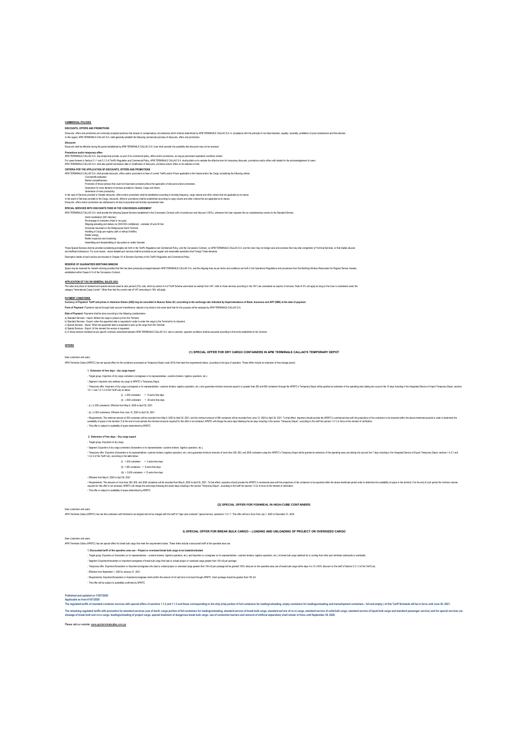**COMMERCIAL POLICIES**

**DISCOUNTS, OFFERS AND PROMOTIONS**

Discounts, offers and promotions are commonly accepted practices that answer to compensatory circumstances which shall be determined by APM TERMINALS CALLAO S.A. in compliance with the principle of non-discrimination, equality, neutrality, prohibition of price transference and free election.
In this regard, APM TERMINALS CALLAO S.A. shall generally establish the following commercial practices of discounts, offers and promotions:

***Discounts***
Discounts shall be effective during the period established by APM TERMINALS CALLAO S.A. User shall consider the possibility that discounts may not be renewed.

***Promotions and/or temporary offers***
APM TERMINALS CALLAO S.A. may temporarily provide, as part of its commercial policy, offers and/or promotions, as long as permanent equivalent conditions remain.
For cases foreseen in Section 5.1.1 and 5.1.2 of Tariff's Regulation and Commercial Policy, APM TERMINALS CALLAO S.A. shall publish on its website the effective term for temporary discounts, promotions and/or offers with details for the acknowledgement of users.
APM TERMINALS CALLAO S.A. shall also publish termination date or modification of discounts, promotion and/or offers on its website on time.

**CRITERIA FOR THE APPLICATION OF DISCOUNTS, OFFERS AND PROMOTIONS**
APM TERMINALS CALLAO S.A. shall provide discounts, offers and/or promotions to fees of current Tariffs and/or Prices applicable to the Vessel and/or the Cargo considering the following criteria:

- Cost-benefit evaluation
- Market competitiveness
- Promotion of those services that could not have been provided without the application of discounts and/or promotions.
- Generation for more demand of services provided to Vessels, Cargo and others.
- Generation of more productivity.

In the case of Services provided to Vessels discounts, offers and/or promotions shall be established according to docking frequency, cargo volume and other criteria that are applicable by its nature.
In the event of Services provided to the Cargo, discounts, offers and/or promotions shall be established according to cargo volume and other criteria that are applicable by its nature.
Discounts, offers and/or promotions are addressed to all duly incorporated and formally represented User.

**SPECIAL SERVICES WITH DISCOUNTS FIXED IN THE CONCESSION AGREEMENT**
APM TERMINALS CALLAO S.A. shall provide the following Special Services established in the Concession Contract with a hundred per cent discount (100%), whenever the User requests this as complementary service to the Standard Service.

- Hatch movilization (ISO Hatches)
- Re-stowage of containers (Hold or via quay)
- Shipping/unloading and delivery no ISO/OOG (Additional) - container 20 and 40 foot
- Horizontal movement in the Multipurpose North Terminal
- Handling of Cargo per registry (with or without forklifts)
- Reefer energy
- Reefer inspection and monitoring
- Assembling and disassembling of clip system on reefer Gensets

These Special Services shall be provided considering principles set forth in the Tariff's Regulation and Commercial Policy, and the Concession Contract, so APM TERMINALS CALLAO S.A. and the User may not bridge rules and practices that may alter competition of Terminal Services, or that implies abusive and inefficient behaviours. For such reason, above detailed port services shall be provided as per regular and reasonable operations that Foreign Trade demands.
Description details of each service are included in Chapter VII of Services Summary of the Tariff's Regulation and Commercial Policy.

**RESERVE OF GUARANTEED BERTHING WINDOW**
Space may be reserved for Vessel's docking provided that this has been previously arranged between APM TERMINALS CALLAO S.A. and the shipping lines as per terms and conditions set forth in the Operations Regulations and procedures from the Berthing Window Reservation for Regular Service Vessels, established within Clause 8.14 of the Concession Contract.

**APPLICATION OF TAX ON GENERAL SALES (IGV)**
The rates and prices of standard and special services based at zero percent (0%) rate, which by version 4.0 of Tariff Scheme were listed as exempt from VAT, refer to those services according to the VAT Law considered as exports of services. Rate of 0% will apply as long as the User is considered under the category "International Cargo Carrier". Other than that the current rate of VAT amounting to 18% will apply.

**PAYMENT CONDITIONS**
**Currency of Payment: Tariff and prices in American Dolars (US$) may be cancelled in Nuevos Soles (S/.) according to the exchange rate indicated by Superintendence of Bank, Insurance and AFP (SBS) at the date of payment.**
**Form of Payment:** Payments may be through bank account transference, deposit or by check in the same bank that for this purpose will be assigned by APM TERMINALS CALLAO S.A.
**Date of Payment:** Payments shall be done according to the following considerations:
a) Standard Services - Import: Before the cargo is picked up from the Terminal.
b) Standard Services - Export: when the appointed date is requested in order to enter the cargo to the Terminal for its shipment.
c) Special Services - Import: When the appointed date is requested to pick up the cargo from the Terminal.
d) Special Services - Export: At the moment the service is requested.
e) In those services rendered as per specific contracts subscribed between APM TERMINALS CALLAO S.A. and a customer, payment conditions shall be executed according to the terms established in the Contract.

**OFFERS**

**(1) SPECIAL OFFER FOR DRY CARGO CONTAINERS IN APM TERMINALS CALLAO'S TEMPORARY DEPOT**

Dear customers and users,
APM Terminals Callao (APMTC) has set special offers for the containers processed as Temporary Depot (code 3014) that meet the requirements below, according to the type of operation. These offers include an extension of free storage period.

**1. Extension of free days – dry cargo import**

- Target group: Importers of dry cargo containers (consignees or its representatives –customs brokers, logistics operators, etc.)
- Segment: Importers who address dry cargo to APMTC's Temporary Depot.
- Temporary offer: Importers of dry cargo (consignees or its representatives –customs brokers, logistics operators, etc.) who guarantee minimum amounts equal to or greater than 250 and 800 containers through the APMTC's Temporary Depot will be granted an extension of the operating area (taking into account the 10 days including in the Integrated Service of Import Temporary Depot, sections 14.1.1 and 1.4.1.2 of the Tariff List) as below:

  (i) ≥ 250 containers = 10 extra free days
  (ii) ≥ 800 containers = 20 extra free days

- (i) ( ≥ 250 containers): Effective from May 6, 2020 to April 30, 2021.
- (ii) ( ≥ 800 containers): Effective from June 12, 2020 to April 30, 2021
- Requirements: The minimum amount of 250 containers will be recorded from May 6, 2020 to April 30, 2021, and the minimum amount of 800 containers will be recorded from June 12, 2020 to April 30, 2021. To that effect, importers should provide the APMTC's commercial area with the projections of the containers to be imported within the above-mentioned periods in order to determine the availability of space in the terminal. If at the end of such periods the minimum amounts required for this offer is not achieved, APMTC will charge the extra days following the ten days including in the service "Temporary Depot", according to the tariff list (section 1.4.1) in force at the moment of verification.
- This offer is subject to availability of space determined by APMTC.

**2. Extension of free days – Dry cargo export**

- Target group: Exporters of dry cargo.
- Segment: Exporters of dry cargo containers (forwarders or its representatives -customs brokers, logistics operators, etc.).
- Temporary offer: Exporters (forwarders or its representatives -customs brokers, logistics operators, etc.) who guarantee minimum amounts of more than 300, 800, and 3000 containers using the APMTC's Temporary Depot will be granted an extension of the operating area use (taking into account the 7 days including in the Integrated Service of Export Temporary Depot: sections 1.4.2.1 and 1.4.2.2 of the Tariff List), according to the table below:

  (i) > 300 containers = 3 extra free days
  (ii) > 800 containers = 8 extra free days
  (iii) > 3,000 containers = 13 extra free days

- Effective from May 6, 2020 to April 30, 2021
- Requirements: The amounts of more than 300, 800, and 3000 containers will be recorded from May 6, 2020 to April 30, 2021. To that effect, exporters should provide the APMTC's commercial area with the projections of the containers to be exported within the above-mentioned period in order to determine the availability of space in the terminal. If at the end of such period the minimum volume required for this offer is not achieved, APMTC will charge the extra days following the seven days including in the service "Temporary Depot", according to the tariff list (section 1.4.2) in force at the moment of verification.
- This offer is subject to availability of space determined by APMTC.

**(2) SPECIAL OFFER FOR FISHMEAL IN HIGH-CUBE CONTAINERS**

Dear customers and users,
APM Terminals Callao (APMTC) has set that containers with fishmeal to be shipped will not be charged with the tariff of "high-cube container" special service, subsection 1.5.1.7. This offer will be in force from July 1, 2020 to December 31, 2020.

**3) SPECIAL OFFER FOR BREAK BULK CARGO – LOADING AND UNLOADING OF PROJECT OR OVERSIZED CARGO**

Dear customers and users,
APM Terminals Callao (APMTC) has set special offers for break bulk cargo that meet the requirements below. These offers include a discounted tariff of the operative area use.

**1. Discounted tariff of the operative area use – Project or oversized break bulk cargo to be loaded/unloaded**

- Target group: Exporters or forwarders (or its representatives – customs brokers, logistics operators, etc.) and importers or consignees (or its representatives –customs brokers, logistics operators, etc.) of break bulk cargo destined for or coming from other port terminals nationwide or worldwide.
- Segment: Exporters/forwarders or Importers/consignees of break bulk cargo that load or unload project or oversized cargo greater than 100 m3 per package.
- Temporary offer: Exporters/forwarders or Importers/consignees who load or unload project or oversized cargo greater than 100 m3 per package will be granted 100% discount on the operative area use of break bulk cargo within days 4 to 10 (100% discount on the tariff of Section 2.3.1.2 of the Tariff List).
- Effective from September 1, 2020 to January 31, 2021.
- Requirements: Exporters/forwarders or Importers/consignees shall confirm the amount of m3 and tone to be load through APMTC. Each package should be greater than 100 m3.
- This offer will be subject to availability confirmed by APMTC.

**Published and updated on 15/07/2020**
**Applicable as from 01/07/2020**
**The regulated tariffs of standard container services with special offers of sections 1.1.2 and 1.1.3 and those corresponding to the ship (ship portion of full containers for loading/unloading, empty containers for loading/unloading and transshipment containers - full and empty-) of this Tariff Schedule will be in force until June 30, 2021.**

**The remaining regulated tariffs with promotion for standard services (use of berth, cargo portion of full containers for loading/unloading, standard service of break bulk cargo, standard service of ro-ro cargo, standard service of solid bulk cargo, standard service of liquid bulk cargo and standard passenger service) and for special services (re-stowage of break bulk and ro-ro cargo, loading/unloading of project cargo, special treatment of dangerous break bulk cargo, use of contention barriers and removal of artificial separation) shall remain in force until September 30, 2020.**

Please visit our website: www.apmterminalscallao.com.pe